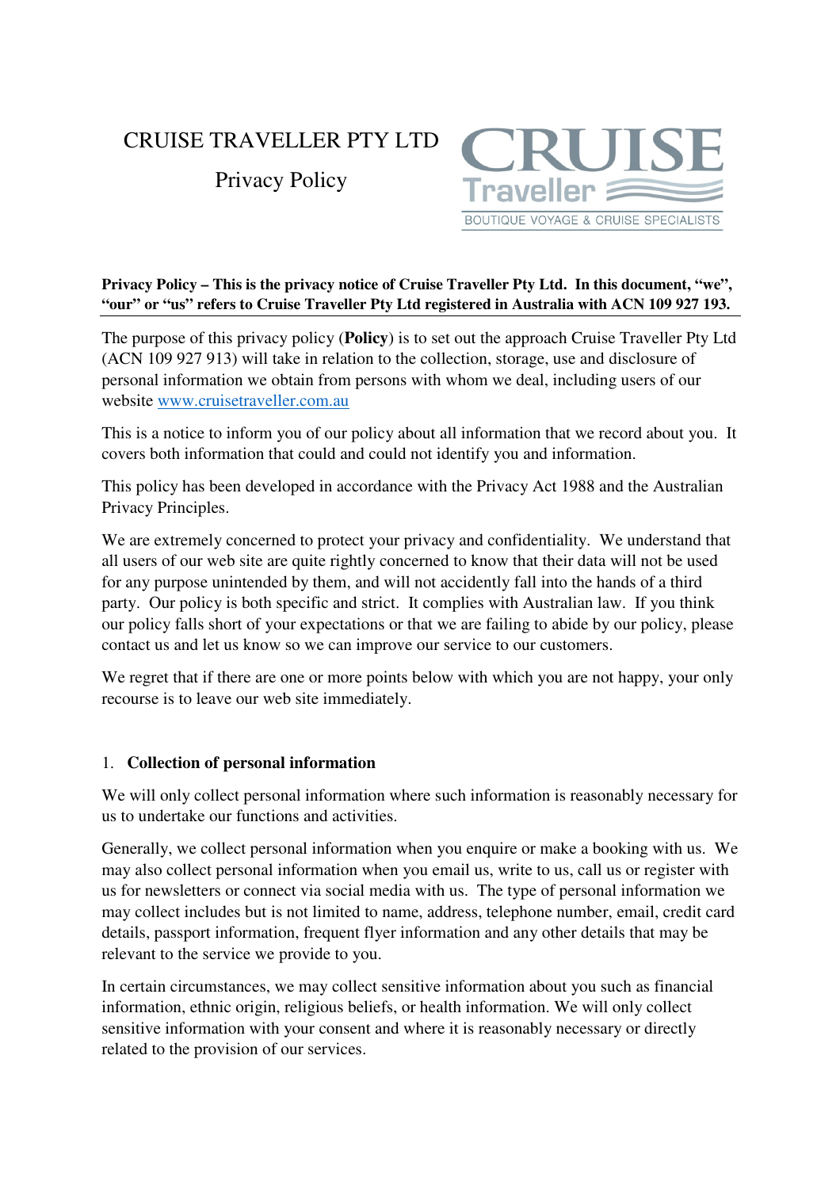# CRUISE TRAVELLER PTY LTD

## Privacy Policy

CRUISE Traveller
BOUTIQUE VOYAGE & CRUISE SPECIALISTS

**Privacy Policy – This is the privacy notice of Cruise Traveller Pty Ltd. In this document, "we", "our" or "us" refers to Cruise Traveller Pty Ltd registered in Australia with ACN 109 927 193.**

The purpose of this privacy policy (**Policy**) is to set out the approach Cruise Traveller Pty Ltd (ACN 109 927 913) will take in relation to the collection, storage, use and disclosure of personal information we obtain from persons with whom we deal, including users of our website [www.cruisetraveller.com.au](http://www.cruisetraveller.com.au)

This is a notice to inform you of our policy about all information that we record about you. It covers both information that could and could not identify you and information.

This policy has been developed in accordance with the Privacy Act 1988 and the Australian Privacy Principles.

We are extremely concerned to protect your privacy and confidentiality. We understand that all users of our web site are quite rightly concerned to know that their data will not be used for any purpose unintended by them, and will not accidently fall into the hands of a third party. Our policy is both specific and strict. It complies with Australian law. If you think our policy falls short of your expectations or that we are failing to abide by our policy, please contact us and let us know so we can improve our service to our customers.

We regret that if there are one or more points below with which you are not happy, your only recourse is to leave our web site immediately.

1. **Collection of personal information**

We will only collect personal information where such information is reasonably necessary for us to undertake our functions and activities.

Generally, we collect personal information when you enquire or make a booking with us. We may also collect personal information when you email us, write to us, call us or register with us for newsletters or connect via social media with us. The type of personal information we may collect includes but is not limited to name, address, telephone number, email, credit card details, passport information, frequent flyer information and any other details that may be relevant to the service we provide to you.

In certain circumstances, we may collect sensitive information about you such as financial information, ethnic origin, religious beliefs, or health information. We will only collect sensitive information with your consent and where it is reasonably necessary or directly related to the provision of our services.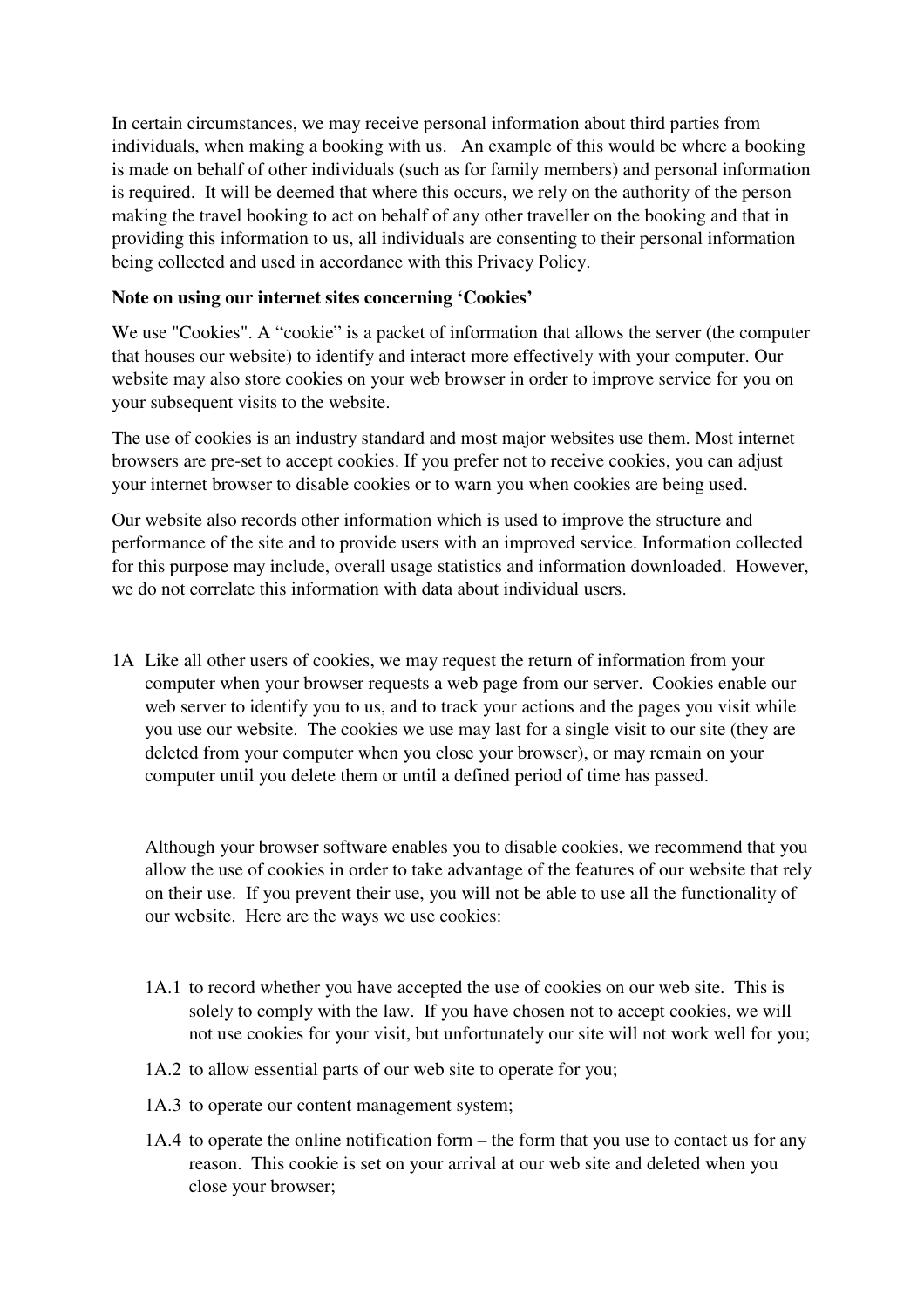In certain circumstances, we may receive personal information about third parties from individuals, when making a booking with us. An example of this would be where a booking is made on behalf of other individuals (such as for family members) and personal information is required. It will be deemed that where this occurs, we rely on the authority of the person making the travel booking to act on behalf of any other traveller on the booking and that in providing this information to us, all individuals are consenting to their personal information being collected and used in accordance with this Privacy Policy.

**Note on using our internet sites concerning 'Cookies'**

We use "Cookies". A "cookie" is a packet of information that allows the server (the computer that houses our website) to identify and interact more effectively with your computer. Our website may also store cookies on your web browser in order to improve service for you on your subsequent visits to the website.

The use of cookies is an industry standard and most major websites use them. Most internet browsers are pre-set to accept cookies. If you prefer not to receive cookies, you can adjust your internet browser to disable cookies or to warn you when cookies are being used.

Our website also records other information which is used to improve the structure and performance of the site and to provide users with an improved service. Information collected for this purpose may include, overall usage statistics and information downloaded. However, we do not correlate this information with data about individual users.

1A Like all other users of cookies, we may request the return of information from your computer when your browser requests a web page from our server. Cookies enable our web server to identify you to us, and to track your actions and the pages you visit while you use our website. The cookies we use may last for a single visit to our site (they are deleted from your computer when you close your browser), or may remain on your computer until you delete them or until a defined period of time has passed.

Although your browser software enables you to disable cookies, we recommend that you allow the use of cookies in order to take advantage of the features of our website that rely on their use. If you prevent their use, you will not be able to use all the functionality of our website. Here are the ways we use cookies:

1A.1 to record whether you have accepted the use of cookies on our web site. This is solely to comply with the law. If you have chosen not to accept cookies, we will not use cookies for your visit, but unfortunately our site will not work well for you;

1A.2 to allow essential parts of our web site to operate for you;

1A.3 to operate our content management system;

1A.4 to operate the online notification form – the form that you use to contact us for any reason. This cookie is set on your arrival at our web site and deleted when you close your browser;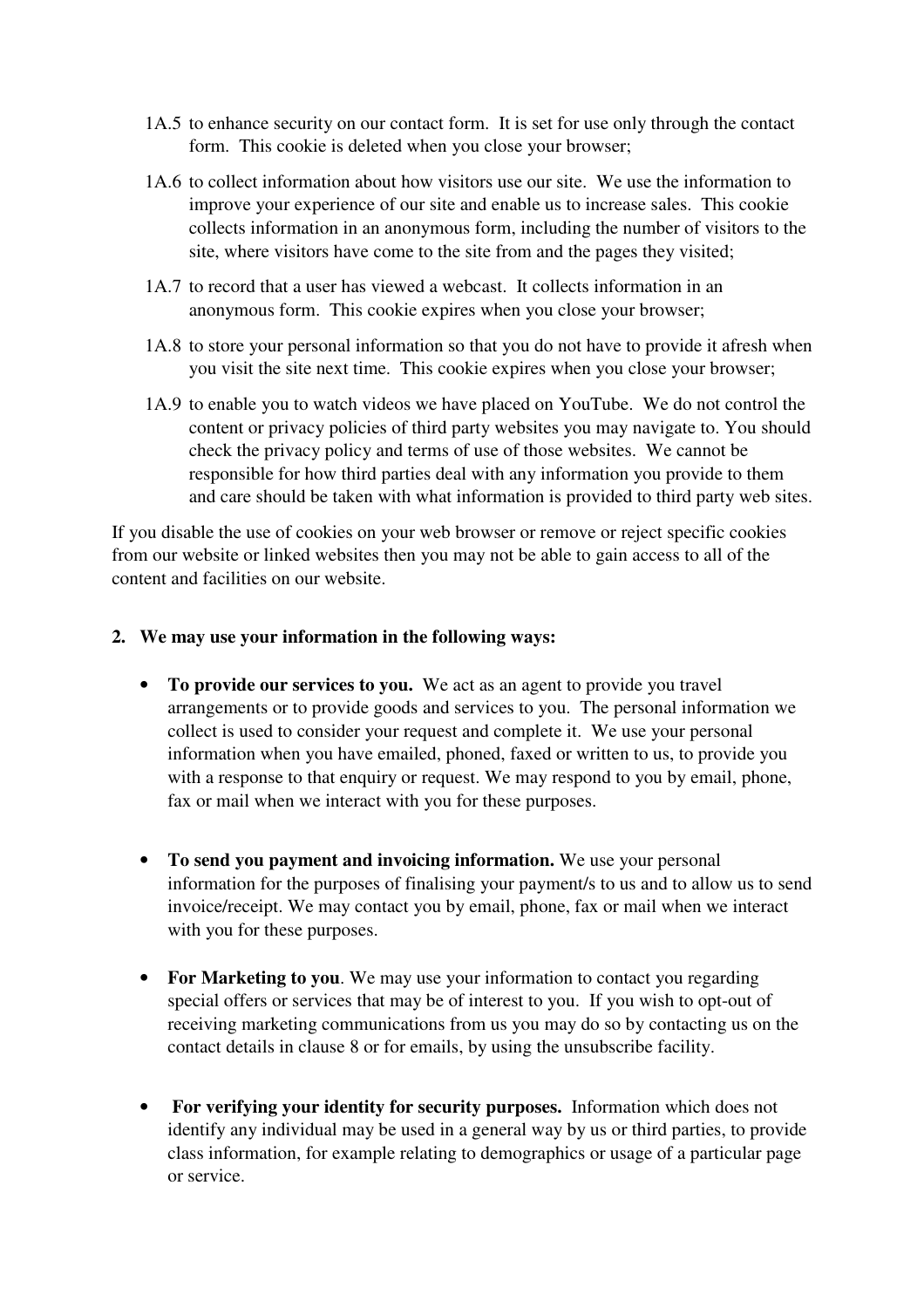1A.5 to enhance security on our contact form. It is set for use only through the contact form. This cookie is deleted when you close your browser;

1A.6 to collect information about how visitors use our site. We use the information to improve your experience of our site and enable us to increase sales. This cookie collects information in an anonymous form, including the number of visitors to the site, where visitors have come to the site from and the pages they visited;

1A.7 to record that a user has viewed a webcast. It collects information in an anonymous form. This cookie expires when you close your browser;

1A.8 to store your personal information so that you do not have to provide it afresh when you visit the site next time. This cookie expires when you close your browser;

1A.9 to enable you to watch videos we have placed on YouTube. We do not control the content or privacy policies of third party websites you may navigate to. You should check the privacy policy and terms of use of those websites. We cannot be responsible for how third parties deal with any information you provide to them and care should be taken with what information is provided to third party web sites.

If you disable the use of cookies on your web browser or remove or reject specific cookies from our website or linked websites then you may not be able to gain access to all of the content and facilities on our website.

## 2. We may use your information in the following ways:

- **To provide our services to you.** We act as an agent to provide you travel arrangements or to provide goods and services to you. The personal information we collect is used to consider your request and complete it. We use your personal information when you have emailed, phoned, faxed or written to us, to provide you with a response to that enquiry or request. We may respond to you by email, phone, fax or mail when we interact with you for these purposes.

- **To send you payment and invoicing information.** We use your personal information for the purposes of finalising your payment/s to us and to allow us to send invoice/receipt. We may contact you by email, phone, fax or mail when we interact with you for these purposes.

- **For Marketing to you**. We may use your information to contact you regarding special offers or services that may be of interest to you. If you wish to opt-out of receiving marketing communications from us you may do so by contacting us on the contact details in clause 8 or for emails, by using the unsubscribe facility.

- **For verifying your identity for security purposes.** Information which does not identify any individual may be used in a general way by us or third parties, to provide class information, for example relating to demographics or usage of a particular page or service.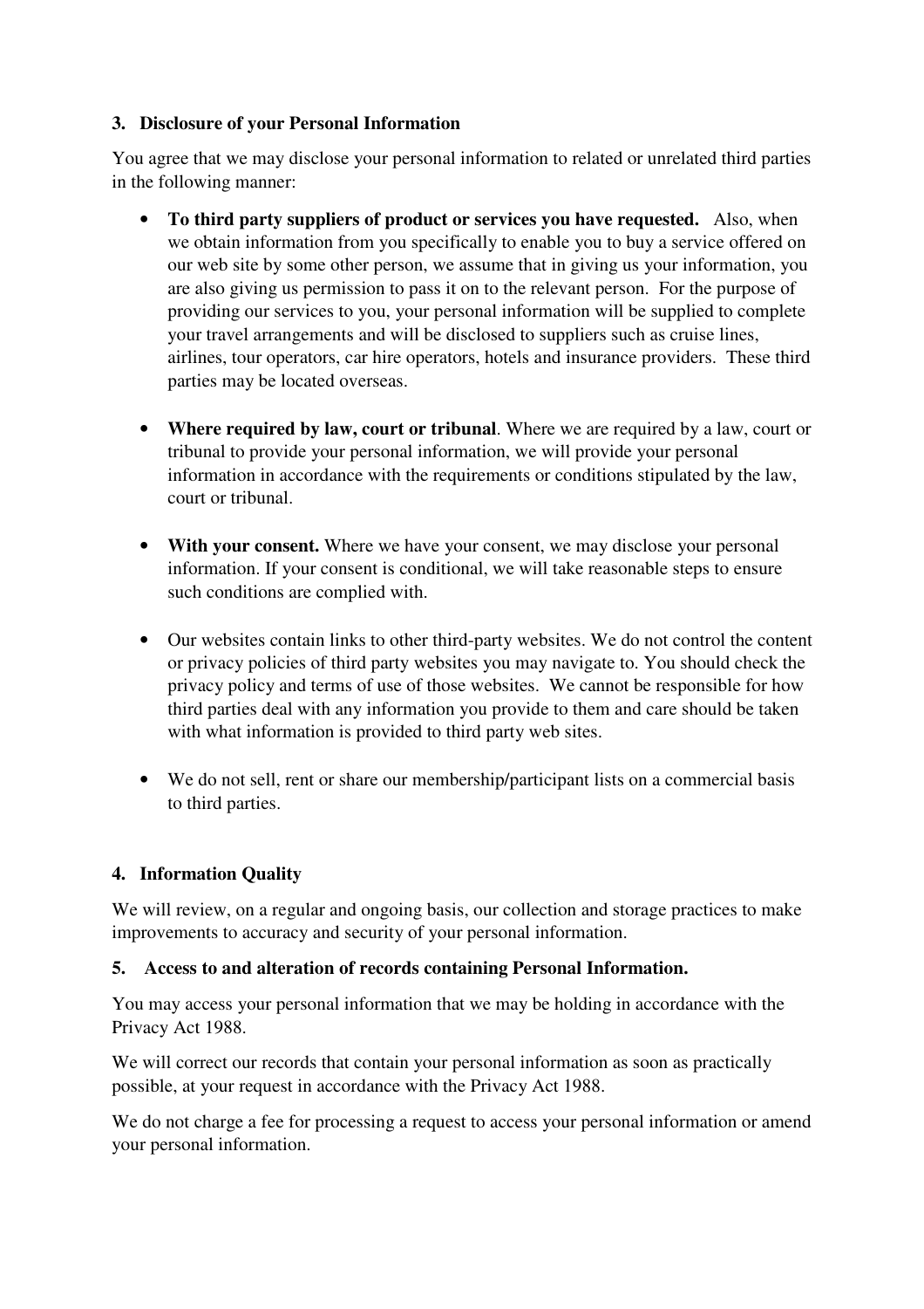### 3. Disclosure of your Personal Information

You agree that we may disclose your personal information to related or unrelated third parties in the following manner:

- **To third party suppliers of product or services you have requested.** Also, when we obtain information from you specifically to enable you to buy a service offered on our web site by some other person, we assume that in giving us your information, you are also giving us permission to pass it on to the relevant person. For the purpose of providing our services to you, your personal information will be supplied to complete your travel arrangements and will be disclosed to suppliers such as cruise lines, airlines, tour operators, car hire operators, hotels and insurance providers. These third parties may be located overseas.

- **Where required by law, court or tribunal**. Where we are required by a law, court or tribunal to provide your personal information, we will provide your personal information in accordance with the requirements or conditions stipulated by the law, court or tribunal.

- **With your consent.** Where we have your consent, we may disclose your personal information. If your consent is conditional, we will take reasonable steps to ensure such conditions are complied with.

- Our websites contain links to other third-party websites. We do not control the content or privacy policies of third party websites you may navigate to. You should check the privacy policy and terms of use of those websites. We cannot be responsible for how third parties deal with any information you provide to them and care should be taken with what information is provided to third party web sites.

- We do not sell, rent or share our membership/participant lists on a commercial basis to third parties.

### 4. Information Quality

We will review, on a regular and ongoing basis, our collection and storage practices to make improvements to accuracy and security of your personal information.

### 5. Access to and alteration of records containing Personal Information.

You may access your personal information that we may be holding in accordance with the Privacy Act 1988.

We will correct our records that contain your personal information as soon as practically possible, at your request in accordance with the Privacy Act 1988.

We do not charge a fee for processing a request to access your personal information or amend your personal information.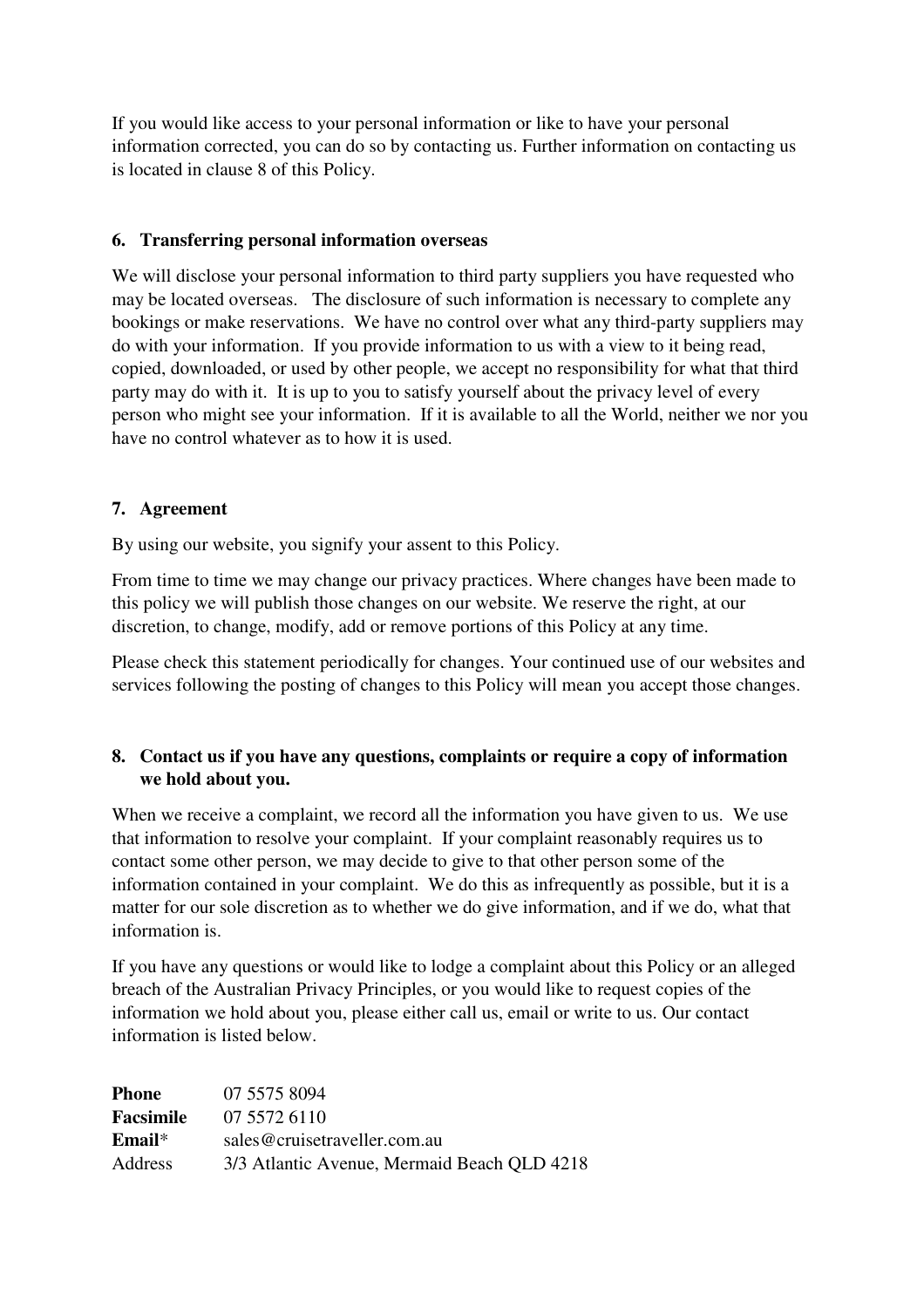If you would like access to your personal information or like to have your personal information corrected, you can do so by contacting us. Further information on contacting us is located in clause 8 of this Policy.

## 6. Transferring personal information overseas

We will disclose your personal information to third party suppliers you have requested who may be located overseas. The disclosure of such information is necessary to complete any bookings or make reservations. We have no control over what any third-party suppliers may do with your information. If you provide information to us with a view to it being read, copied, downloaded, or used by other people, we accept no responsibility for what that third party may do with it. It is up to you to satisfy yourself about the privacy level of every person who might see your information. If it is available to all the World, neither we nor you have no control whatever as to how it is used.

## 7. Agreement

By using our website, you signify your assent to this Policy.

From time to time we may change our privacy practices. Where changes have been made to this policy we will publish those changes on our website. We reserve the right, at our discretion, to change, modify, add or remove portions of this Policy at any time.

Please check this statement periodically for changes. Your continued use of our websites and services following the posting of changes to this Policy will mean you accept those changes.

## 8. Contact us if you have any questions, complaints or require a copy of information we hold about you.

When we receive a complaint, we record all the information you have given to us. We use that information to resolve your complaint. If your complaint reasonably requires us to contact some other person, we may decide to give to that other person some of the information contained in your complaint. We do this as infrequently as possible, but it is a matter for our sole discretion as to whether we do give information, and if we do, what that information is.

If you have any questions or would like to lodge a complaint about this Policy or an alleged breach of the Australian Privacy Principles, or you would like to request copies of the information we hold about you, please either call us, email or write to us. Our contact information is listed below.

| | |
|---|---|
| **Phone** | 07 5575 8094 |
| **Facsimile** | 07 5572 6110 |
| **Email*** | sales@cruisetraveller.com.au |
| Address | 3/3 Atlantic Avenue, Mermaid Beach QLD 4218 |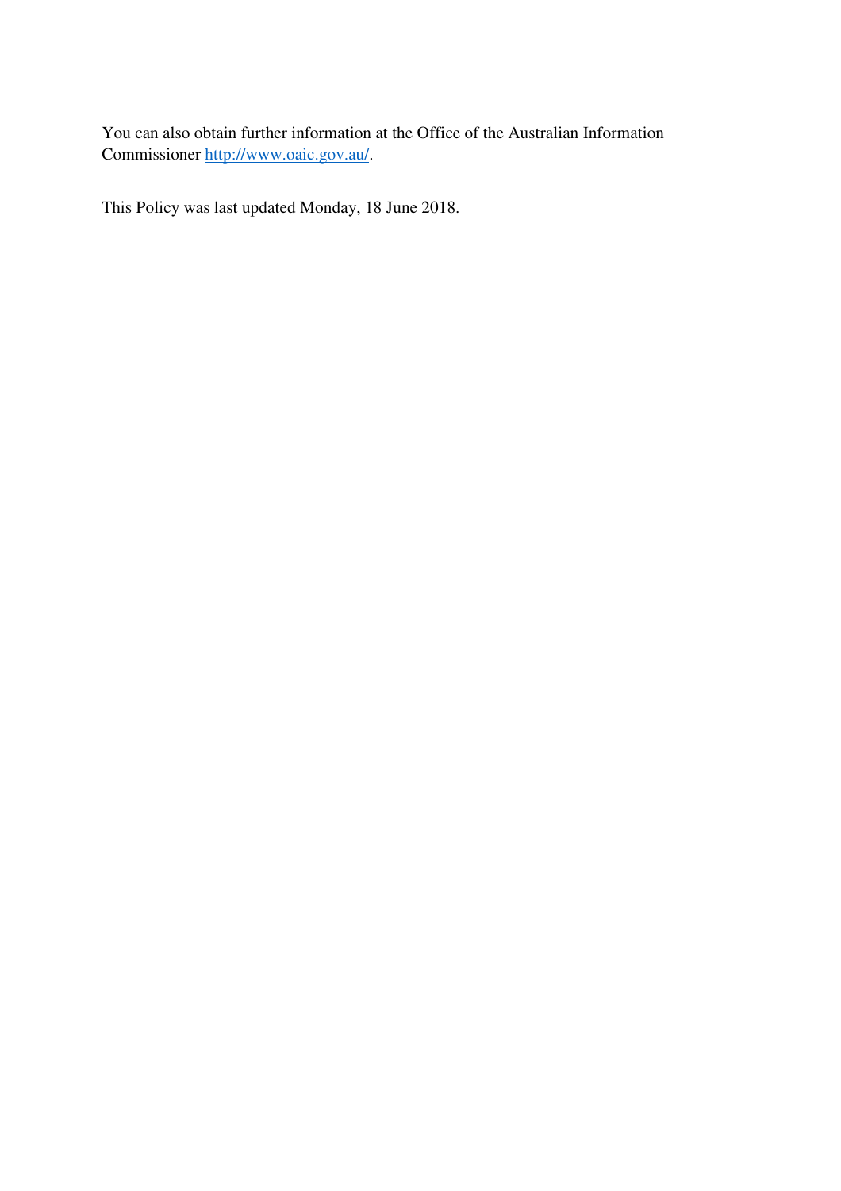You can also obtain further information at the Office of the Australian Information Commissioner [http://www.oaic.gov.au/](http://www.oaic.gov.au/).

This Policy was last updated Monday, 18 June 2018.